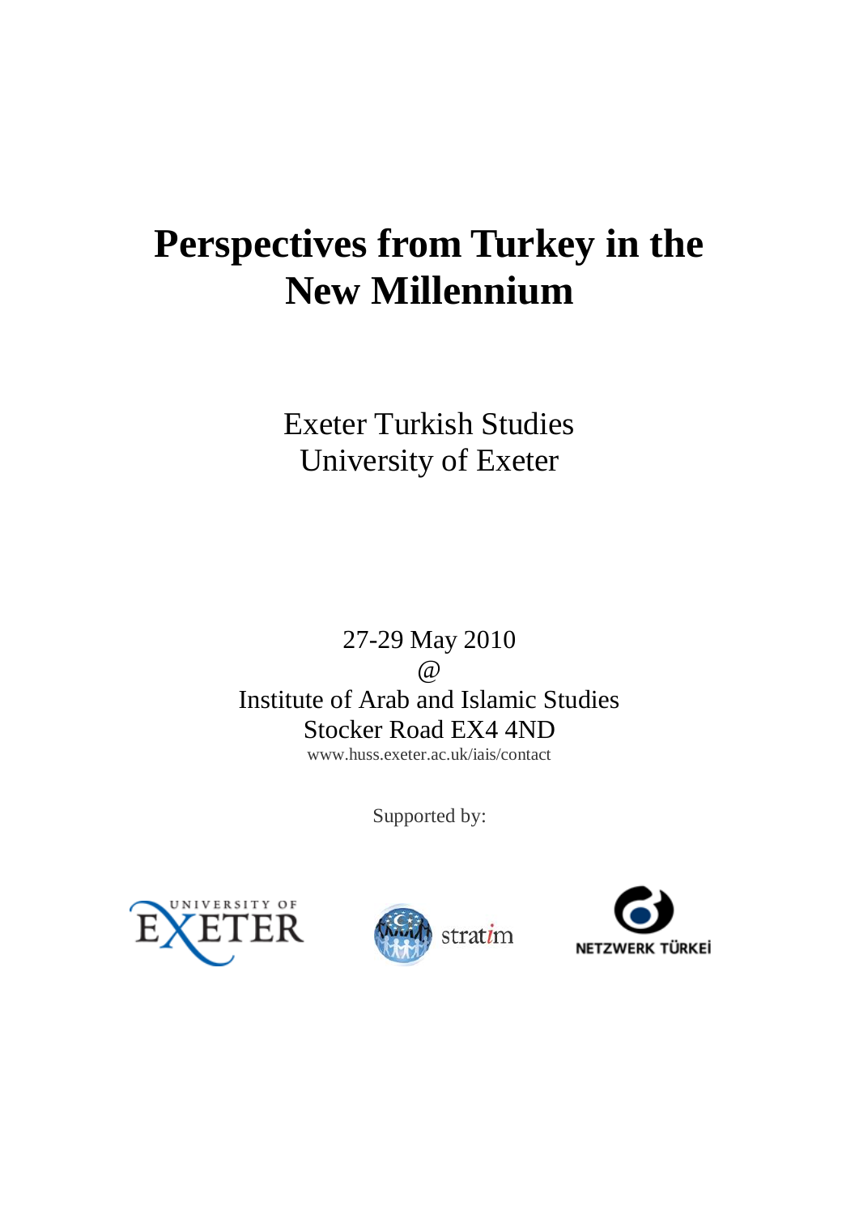# Perspectives from Turkey in the New Millennium

Exeter Turkish Studies
University of Exeter

27-29 May 2010
@
Institute of Arab and Islamic Studies
Stocker Road EX4 4ND
www.huss.exeter.ac.uk/iais/contact

Supported by:

UNIVERSITY OF EXETER

stratim

NETZWERK TÜRKEİ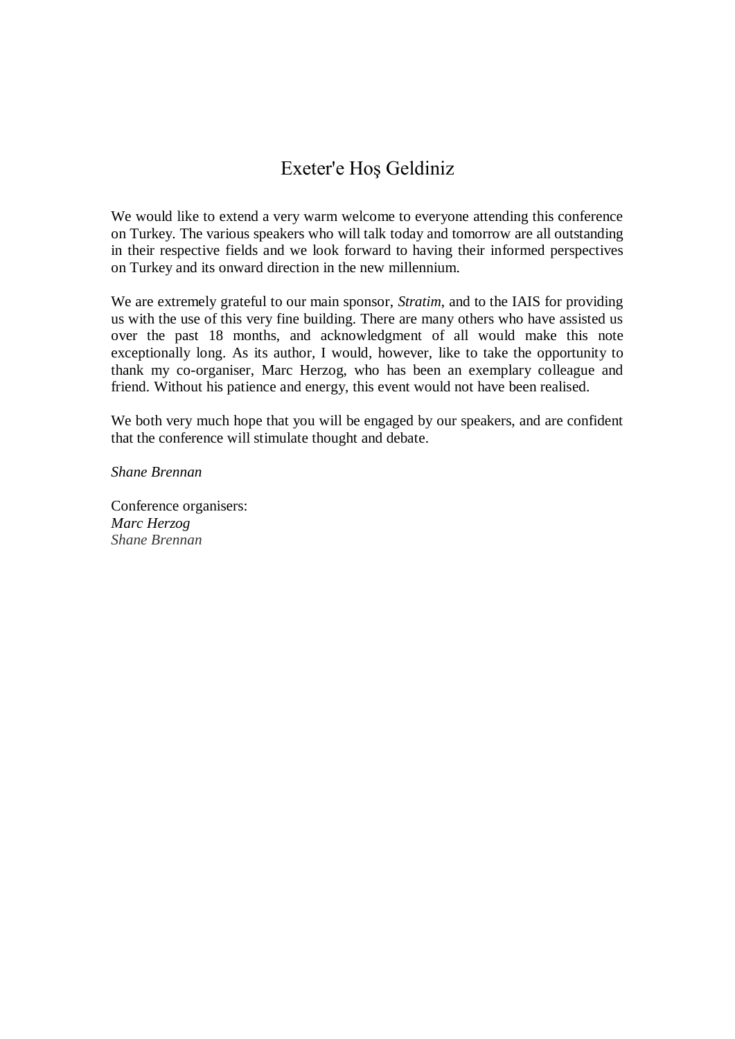# Exeter'e Hoş Geldiniz

We would like to extend a very warm welcome to everyone attending this conference on Turkey. The various speakers who will talk today and tomorrow are all outstanding in their respective fields and we look forward to having their informed perspectives on Turkey and its onward direction in the new millennium.

We are extremely grateful to our main sponsor, *Stratim*, and to the IAIS for providing us with the use of this very fine building. There are many others who have assisted us over the past 18 months, and acknowledgment of all would make this note exceptionally long. As its author, I would, however, like to take the opportunity to thank my co-organiser, Marc Herzog, who has been an exemplary colleague and friend. Without his patience and energy, this event would not have been realised.

We both very much hope that you will be engaged by our speakers, and are confident that the conference will stimulate thought and debate.

*Shane Brennan*

Conference organisers:
*Marc Herzog*
*Shane Brennan*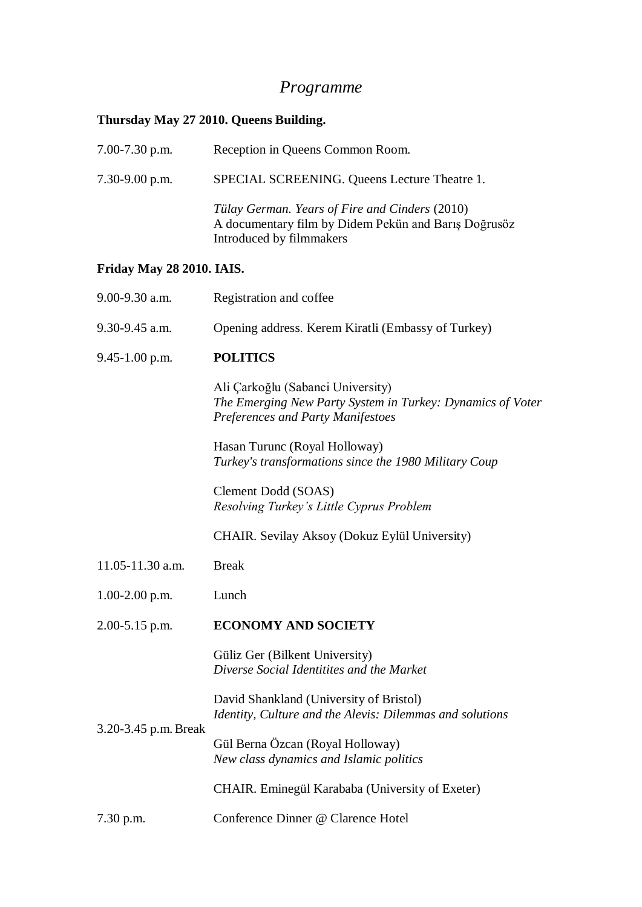# *Programme*

**Thursday May 27 2010. Queens Building.**

7.00-7.30 p.m. Reception in Queens Common Room.

7.30-9.00 p.m. SPECIAL SCREENING. Queens Lecture Theatre 1.

*Tülay German. Years of Fire and Cinders* (2010)
A documentary film by Didem Pekün and Barış Doğrusöz
Introduced by filmmakers

**Friday May 28 2010. IAIS.**

9.00-9.30 a.m. Registration and coffee

9.30-9.45 a.m. Opening address. Kerem Kiratli (Embassy of Turkey)

9.45-1.00 p.m. **POLITICS**

Ali Çarkoğlu (Sabanci University)
*The Emerging New Party System in Turkey: Dynamics of Voter Preferences and Party Manifestoes*

Hasan Turunc (Royal Holloway)
*Turkey's transformations since the 1980 Military Coup*

Clement Dodd (SOAS)
*Resolving Turkey's Little Cyprus Problem*

CHAIR. Sevilay Aksoy (Dokuz Eylül University)

11.05-11.30 a.m. Break

1.00-2.00 p.m. Lunch

2.00-5.15 p.m. **ECONOMY AND SOCIETY**

Güliz Ger (Bilkent University)
*Diverse Social Identitites and the Market*

David Shankland (University of Bristol)
*Identity, Culture and the Alevis: Dilemmas and solutions*

3.20-3.45 p.m. Break

Gül Berna Özcan (Royal Holloway)
*New class dynamics and Islamic politics*

CHAIR. Eminegül Karababa (University of Exeter)

7.30 p.m. Conference Dinner @ Clarence Hotel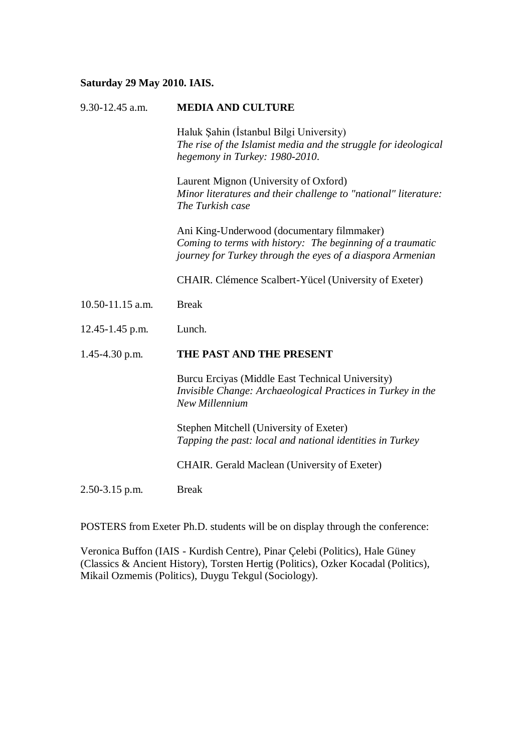**Saturday 29 May 2010. IAIS.**

9.30-12.45 a.m. **MEDIA AND CULTURE**

Haluk Şahin (İstanbul Bilgi University)
*The rise of the Islamist media and the struggle for ideological hegemony in Turkey: 1980-2010*.

Laurent Mignon (University of Oxford)
*Minor literatures and their challenge to "national" literature: The Turkish case*

Ani King-Underwood (documentary filmmaker)
*Coming to terms with history: The beginning of a traumatic journey for Turkey through the eyes of a diaspora Armenian*

CHAIR. Clémence Scalbert-Yücel (University of Exeter)

10.50-11.15 a.m. Break

12.45-1.45 p.m. Lunch.

1.45-4.30 p.m. **THE PAST AND THE PRESENT**

Burcu Erciyas (Middle East Technical University)
*Invisible Change: Archaeological Practices in Turkey in the New Millennium*

Stephen Mitchell (University of Exeter)
*Tapping the past: local and national identities in Turkey*

CHAIR. Gerald Maclean (University of Exeter)

2.50-3.15 p.m. Break

POSTERS from Exeter Ph.D. students will be on display through the conference:

Veronica Buffon (IAIS - Kurdish Centre), Pinar Çelebi (Politics), Hale Güney (Classics & Ancient History), Torsten Hertig (Politics), Ozker Kocadal (Politics), Mikail Ozmemis (Politics), Duygu Tekgul (Sociology).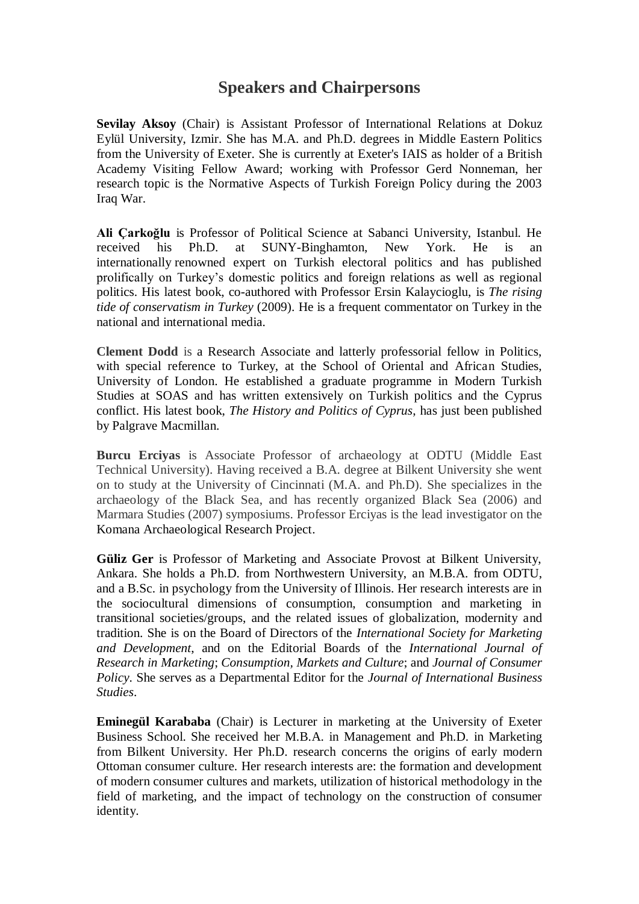# Speakers and Chairpersons

**Sevilay Aksoy** (Chair) is Assistant Professor of International Relations at Dokuz Eylül University, Izmir. She has M.A. and Ph.D. degrees in Middle Eastern Politics from the University of Exeter. She is currently at Exeter's IAIS as holder of a British Academy Visiting Fellow Award; working with Professor Gerd Nonneman, her research topic is the Normative Aspects of Turkish Foreign Policy during the 2003 Iraq War.

**Ali Çarkoğlu** is Professor of Political Science at Sabanci University, Istanbul. He received his Ph.D. at SUNY-Binghamton, New York. He is an internationally renowned expert on Turkish electoral politics and has published prolifically on Turkey's domestic politics and foreign relations as well as regional politics. His latest book, co-authored with Professor Ersin Kalaycioglu, is *The rising tide of conservatism in Turkey* (2009). He is a frequent commentator on Turkey in the national and international media.

**Clement Dodd** is a Research Associate and latterly professorial fellow in Politics, with special reference to Turkey, at the School of Oriental and African Studies, University of London. He established a graduate programme in Modern Turkish Studies at SOAS and has written extensively on Turkish politics and the Cyprus conflict. His latest book, *The History and Politics of Cyprus*, has just been published by Palgrave Macmillan.

**Burcu Erciyas** is Associate Professor of archaeology at ODTU (Middle East Technical University). Having received a B.A. degree at Bilkent University she went on to study at the University of Cincinnati (M.A. and Ph.D). She specializes in the archaeology of the Black Sea, and has recently organized Black Sea (2006) and Marmara Studies (2007) symposiums. Professor Erciyas is the lead investigator on the Komana Archaeological Research Project.

**Güliz Ger** is Professor of Marketing and Associate Provost at Bilkent University, Ankara. She holds a Ph.D. from Northwestern University, an M.B.A. from ODTU, and a B.Sc. in psychology from the University of Illinois. Her research interests are in the sociocultural dimensions of consumption, consumption and marketing in transitional societies/groups, and the related issues of globalization, modernity and tradition. She is on the Board of Directors of the *International Society for Marketing and Development*, and on the Editorial Boards of the *International Journal of Research in Marketing*; *Consumption, Markets and Culture*; and *Journal of Consumer Policy*. She serves as a Departmental Editor for the *Journal of International Business Studies*.

**Eminegül Karababa** (Chair) is Lecturer in marketing at the University of Exeter Business School. She received her M.B.A. in Management and Ph.D. in Marketing from Bilkent University. Her Ph.D. research concerns the origins of early modern Ottoman consumer culture. Her research interests are: the formation and development of modern consumer cultures and markets, utilization of historical methodology in the field of marketing, and the impact of technology on the construction of consumer identity.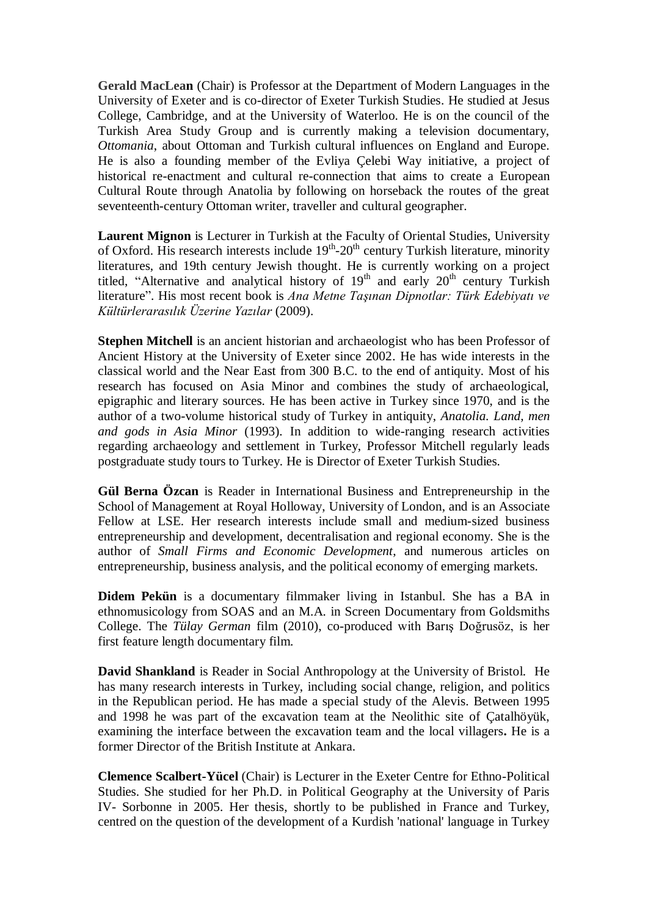**Gerald MacLean** (Chair) is Professor at the Department of Modern Languages in the University of Exeter and is co-director of Exeter Turkish Studies. He studied at Jesus College, Cambridge, and at the University of Waterloo. He is on the council of the Turkish Area Study Group and is currently making a television documentary, *Ottomania*, about Ottoman and Turkish cultural influences on England and Europe. He is also a founding member of the Evliya Çelebi Way initiative, a project of historical re-enactment and cultural re-connection that aims to create a European Cultural Route through Anatolia by following on horseback the routes of the great seventeenth-century Ottoman writer, traveller and cultural geographer.

**Laurent Mignon** is Lecturer in Turkish at the Faculty of Oriental Studies, University of Oxford. His research interests include 19$^{th}$-20$^{th}$ century Turkish literature, minority literatures, and 19th century Jewish thought. He is currently working on a project titled, "Alternative and analytical history of 19$^{th}$ and early 20$^{th}$ century Turkish literature". His most recent book is *Ana Metne Taşınan Dipnotlar: Türk Edebiyatı ve Kültürlerarasılık Üzerine Yazılar* (2009).

**Stephen Mitchell** is an ancient historian and archaeologist who has been Professor of Ancient History at the University of Exeter since 2002. He has wide interests in the classical world and the Near East from 300 B.C. to the end of antiquity. Most of his research has focused on Asia Minor and combines the study of archaeological, epigraphic and literary sources. He has been active in Turkey since 1970, and is the author of a two-volume historical study of Turkey in antiquity, *Anatolia. Land, men and gods in Asia Minor* (1993). In addition to wide-ranging research activities regarding archaeology and settlement in Turkey, Professor Mitchell regularly leads postgraduate study tours to Turkey. He is Director of Exeter Turkish Studies.

**Gül Berna Özcan** is Reader in International Business and Entrepreneurship in the School of Management at Royal Holloway, University of London, and is an Associate Fellow at LSE. Her research interests include small and medium-sized business entrepreneurship and development, decentralisation and regional economy. She is the author of *Small Firms and Economic Development*, and numerous articles on entrepreneurship, business analysis, and the political economy of emerging markets.

**Didem Pekün** is a documentary filmmaker living in Istanbul. She has a BA in ethnomusicology from SOAS and an M.A. in Screen Documentary from Goldsmiths College. The *Tülay German* film (2010), co-produced with Barış Doğrusöz, is her first feature length documentary film.

**David Shankland** is Reader in Social Anthropology at the University of Bristol. He has many research interests in Turkey, including social change, religion, and politics in the Republican period. He has made a special study of the Alevis. Between 1995 and 1998 he was part of the excavation team at the Neolithic site of Çatalhöyük, examining the interface between the excavation team and the local villagers**.** He is a former Director of the British Institute at Ankara.

**Clemence Scalbert-Yücel** (Chair) is Lecturer in the Exeter Centre for Ethno-Political Studies. She studied for her Ph.D. in Political Geography at the University of Paris IV- Sorbonne in 2005. Her thesis, shortly to be published in France and Turkey, centred on the question of the development of a Kurdish 'national' language in Turkey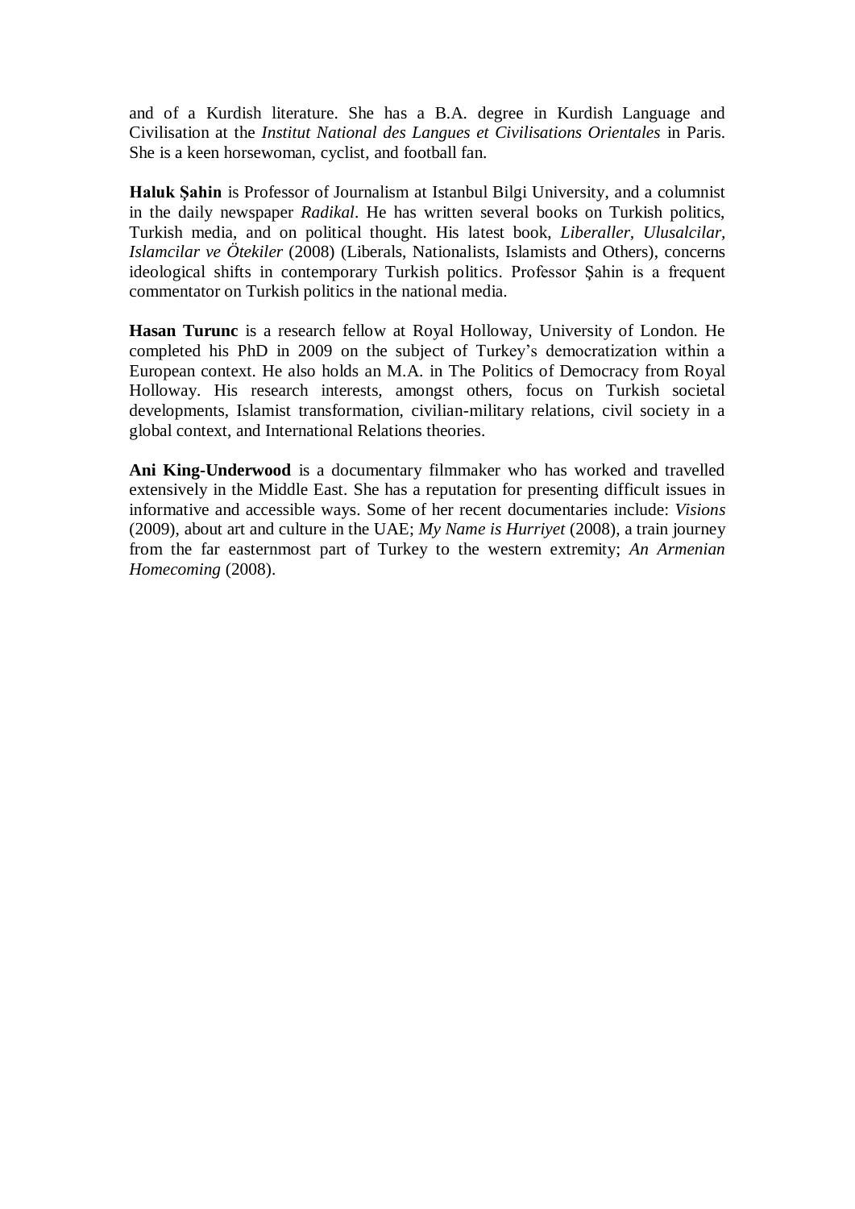and of a Kurdish literature. She has a B.A. degree in Kurdish Language and Civilisation at the *Institut National des Langues et Civilisations Orientales* in Paris. She is a keen horsewoman, cyclist, and football fan.

**Haluk Şahin** is Professor of Journalism at Istanbul Bilgi University, and a columnist in the daily newspaper *Radikal*. He has written several books on Turkish politics, Turkish media, and on political thought. His latest book, *Liberaller, Ulusalcilar, Islamcilar ve Ötekiler* (2008) (Liberals, Nationalists, Islamists and Others), concerns ideological shifts in contemporary Turkish politics. Professor Şahin is a frequent commentator on Turkish politics in the national media.

**Hasan Turunc** is a research fellow at Royal Holloway, University of London. He completed his PhD in 2009 on the subject of Turkey's democratization within a European context. He also holds an M.A. in The Politics of Democracy from Royal Holloway. His research interests, amongst others, focus on Turkish societal developments, Islamist transformation, civilian-military relations, civil society in a global context, and International Relations theories.

**Ani King-Underwood** is a documentary filmmaker who has worked and travelled extensively in the Middle East. She has a reputation for presenting difficult issues in informative and accessible ways. Some of her recent documentaries include: *Visions* (2009), about art and culture in the UAE; *My Name is Hurriyet* (2008), a train journey from the far easternmost part of Turkey to the western extremity; *An Armenian Homecoming* (2008).